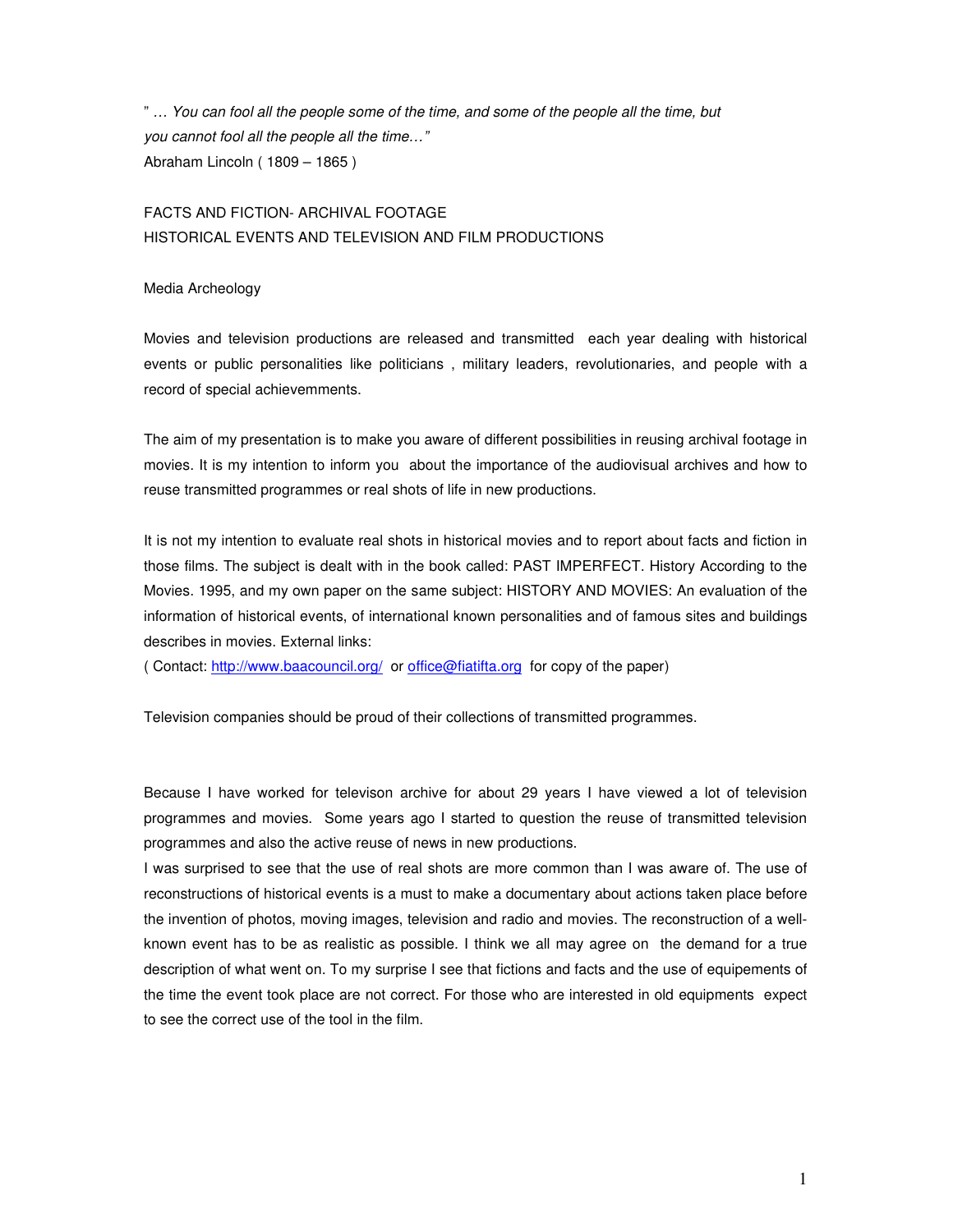" … *You can fool all the people some of the time, and some of the people all the time, but you cannot fool all the people all the time…"*
Abraham Lincoln ( 1809 – 1865 )

FACTS AND FICTION- ARCHIVAL FOOTAGE
HISTORICAL EVENTS AND TELEVISION AND FILM PRODUCTIONS

Media Archeology

Movies and television productions are released and transmitted each year dealing with historical events or public personalities like politicians , military leaders, revolutionaries, and people with a record of special achievemments.

The aim of my presentation is to make you aware of different possibilities in reusing archival footage in movies. It is my intention to inform you about the importance of the audiovisual archives and how to reuse transmitted programmes or real shots of life in new productions.

It is not my intention to evaluate real shots in historical movies and to report about facts and fiction in those films. The subject is dealt with in the book called: PAST IMPERFECT. History According to the Movies. 1995, and my own paper on the same subject: HISTORY AND MOVIES: An evaluation of the information of historical events, of international known personalities and of famous sites and buildings describes in movies. External links:
( Contact: http://www.baacouncil.org/ or office@fiatifta.org for copy of the paper)

Television companies should be proud of their collections of transmitted programmes.

Because I have worked for televison archive for about 29 years I have viewed a lot of television programmes and movies. Some years ago I started to question the reuse of transmitted television programmes and also the active reuse of news in new productions.
I was surprised to see that the use of real shots are more common than I was aware of. The use of reconstructions of historical events is a must to make a documentary about actions taken place before the invention of photos, moving images, television and radio and movies. The reconstruction of a well-known event has to be as realistic as possible. I think we all may agree on the demand for a true description of what went on. To my surprise I see that fictions and facts and the use of equipements of the time the event took place are not correct. For those who are interested in old equipments expect to see the correct use of the tool in the film.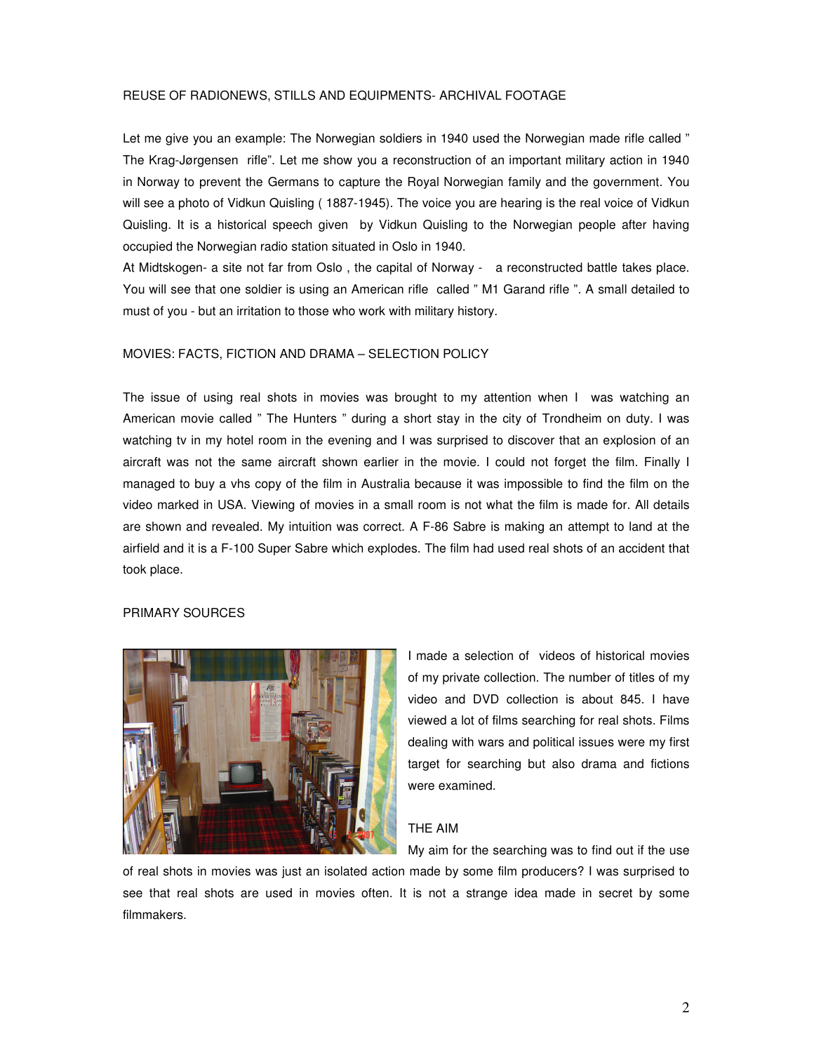REUSE OF RADIONEWS, STILLS AND EQUIPMENTS- ARCHIVAL FOOTAGE

Let me give you an example: The Norwegian soldiers in 1940 used the Norwegian made rifle called " The Krag-Jørgensen rifle". Let me show you a reconstruction of an important military action in 1940 in Norway to prevent the Germans to capture the Royal Norwegian family and the government. You will see a photo of Vidkun Quisling ( 1887-1945). The voice you are hearing is the real voice of Vidkun Quisling. It is a historical speech given by Vidkun Quisling to the Norwegian people after having occupied the Norwegian radio station situated in Oslo in 1940.

At Midtskogen- a site not far from Oslo , the capital of Norway - a reconstructed battle takes place. You will see that one soldier is using an American rifle called " M1 Garand rifle ". A small detailed to must of you - but an irritation to those who work with military history.

MOVIES: FACTS, FICTION AND DRAMA – SELECTION POLICY

The issue of using real shots in movies was brought to my attention when I was watching an American movie called " The Hunters " during a short stay in the city of Trondheim on duty. I was watching tv in my hotel room in the evening and I was surprised to discover that an explosion of an aircraft was not the same aircraft shown earlier in the movie. I could not forget the film. Finally I managed to buy a vhs copy of the film in Australia because it was impossible to find the film on the video marked in USA. Viewing of movies in a small room is not what the film is made for. All details are shown and revealed. My intuition was correct. A F-86 Sabre is making an attempt to land at the airfield and it is a F-100 Super Sabre which explodes. The film had used real shots of an accident that took place.

PRIMARY SOURCES

I made a selection of videos of historical movies of my private collection. The number of titles of my video and DVD collection is about 845. I have viewed a lot of films searching for real shots. Films dealing with wars and political issues were my first target for searching but also drama and fictions were examined.

THE AIM

My aim for the searching was to find out if the use of real shots in movies was just an isolated action made by some film producers? I was surprised to see that real shots are used in movies often. It is not a strange idea made in secret by some filmmakers.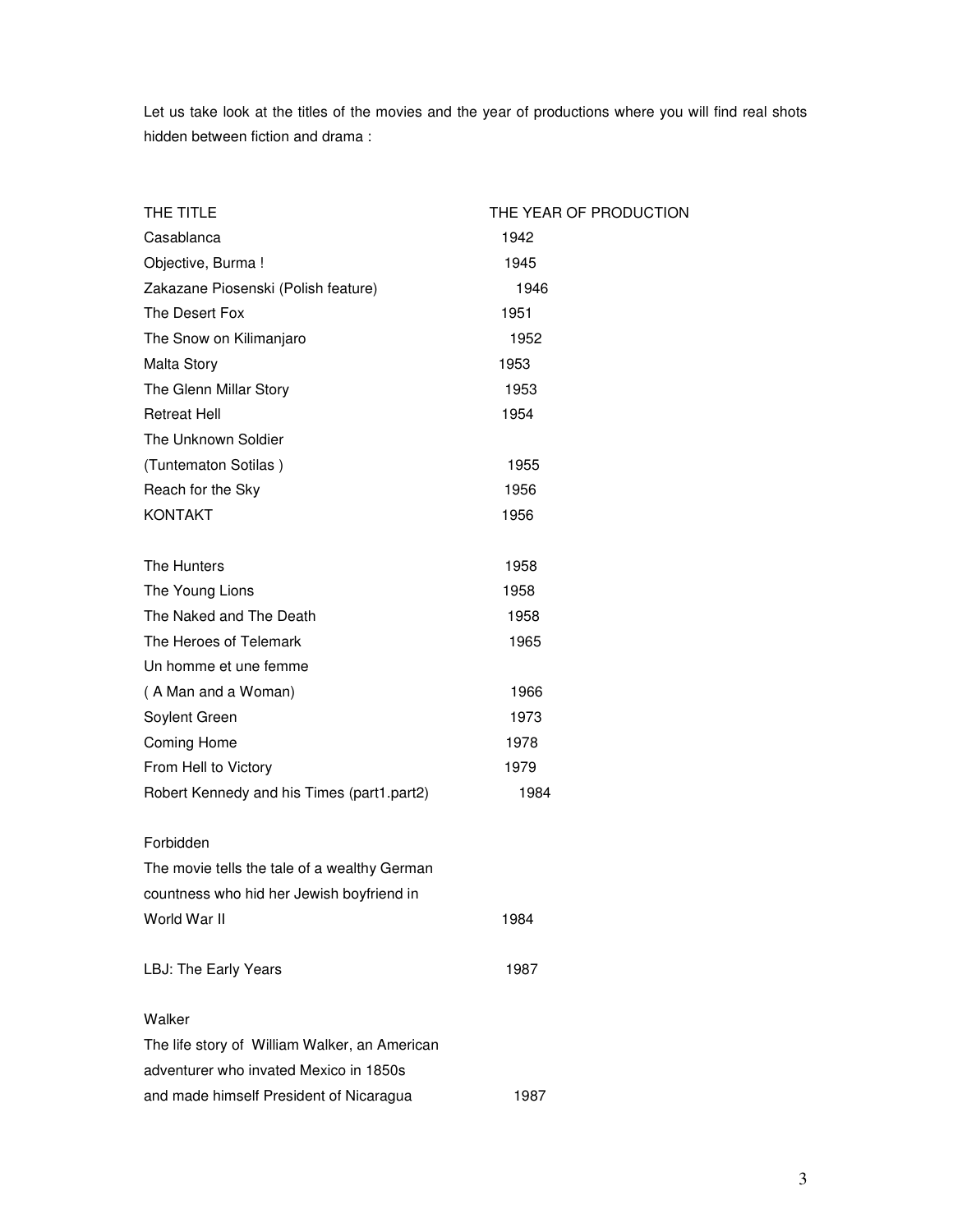Let us take look at the titles of the movies and the year of productions where you will find real shots hidden between fiction and drama :

| THE TITLE | THE YEAR OF PRODUCTION |
|---|---|
| Casablanca | 1942 |
| Objective, Burma ! | 1945 |
| Zakazane Piosenski (Polish feature) | 1946 |
| The Desert Fox | 1951 |
| The Snow on Kilimanjaro | 1952 |
| Malta Story | 1953 |
| The Glenn Millar Story | 1953 |
| Retreat Hell | 1954 |
| The Unknown Soldier (Tuntematon Sotilas ) | 1955 |
| Reach for the Sky | 1956 |
| KONTAKT | 1956 |
| The Hunters | 1958 |
| The Young Lions | 1958 |
| The Naked and The Death | 1958 |
| The Heroes of Telemark | 1965 |
| Un homme et une femme ( A Man and a Woman) | 1966 |
| Soylent Green | 1973 |
| Coming Home | 1978 |
| From Hell to Victory | 1979 |
| Robert Kennedy and his Times (part1.part2) | 1984 |
| Forbidden<br>The movie tells the tale of a wealthy German countness who hid her Jewish boyfriend in World War II | 1984 |
| LBJ: The Early Years | 1987 |
| Walker<br>The life story of William Walker, an American adventurer who invated Mexico in 1850s and made himself President of Nicaragua | 1987 |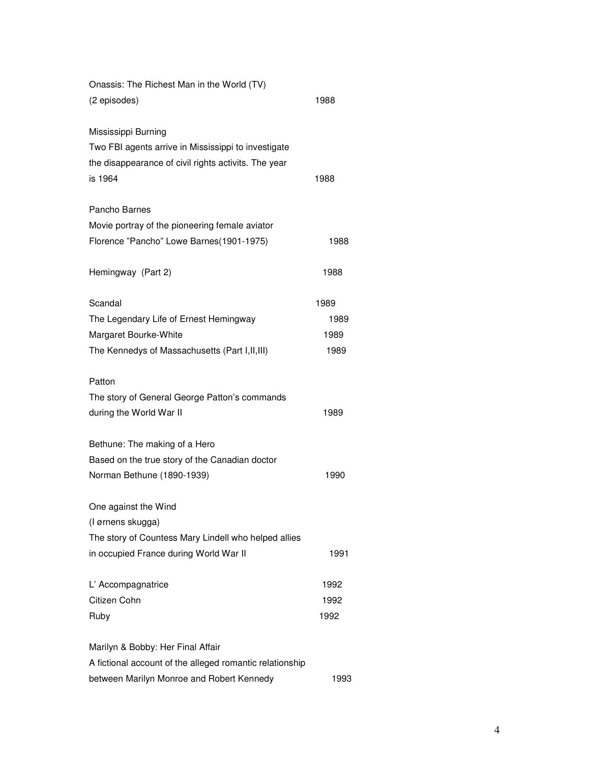Onassis: The Richest Man in the World (TV)
(2 episodes) 1988

Mississippi Burning
Two FBI agents arrive in Mississippi to investigate the disappearance of civil rights activits. The year is 1964 1988

Pancho Barnes
Movie portray of the pioneering female aviator Florence "Pancho" Lowe Barnes(1901-1975) 1988

Hemingway (Part 2) 1988

Scandal 1989
The Legendary Life of Ernest Hemingway 1989
Margaret Bourke-White 1989
The Kennedys of Massachusetts (Part I,II,III) 1989

Patton
The story of General George Patton's commands during the World War II 1989

Bethune: The making of a Hero
Based on the true story of the Canadian doctor Norman Bethune (1890-1939) 1990

One against the Wind
(I ørnens skugga)
The story of Countess Mary Lindell who helped allies in occupied France during World War II 1991

L' Accompagnatrice 1992
Citizen Cohn 1992
Ruby 1992

Marilyn & Bobby: Her Final Affair
A fictional account of the alleged romantic relationship between Marilyn Monroe and Robert Kennedy 1993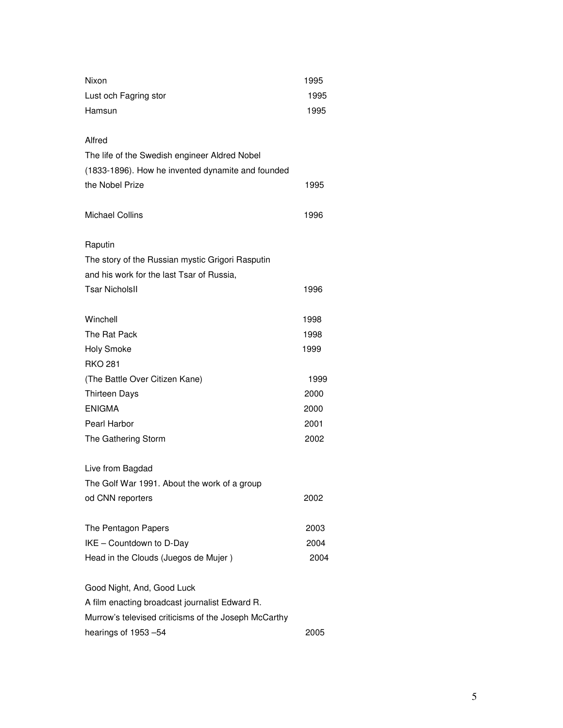| | |
|---|---|
| Nixon | 1995 |
| Lust och Fagring stor | 1995 |
| Hamsun | 1995 |
| Alfred<br>The life of the Swedish engineer Aldred Nobel<br>(1833-1896). How he invented dynamite and founded<br>the Nobel Prize | 1995 |
| Michael Collins | 1996 |
| Raputin<br>The story of the Russian mystic Grigori Rasputin<br>and his work for the last Tsar of Russia,<br>Tsar NicholsII | 1996 |
| Winchell | 1998 |
| The Rat Pack | 1998 |
| Holy Smoke | 1999 |
| RKO 281<br>(The Battle Over Citizen Kane) | 1999 |
| Thirteen Days | 2000 |
| ENIGMA | 2000 |
| Pearl Harbor | 2001 |
| The Gathering Storm | 2002 |
| Live from Bagdad<br>The Golf War 1991. About the work of a group<br>od CNN reporters | 2002 |
| The Pentagon Papers | 2003 |
| IKE – Countdown to D-Day | 2004 |
| Head in the Clouds (Juegos de Mujer ) | 2004 |
| Good Night, And, Good Luck<br>A film enacting broadcast journalist Edward R.<br>Murrow's televised criticisms of the Joseph McCarthy<br>hearings of 1953 –54 | 2005 |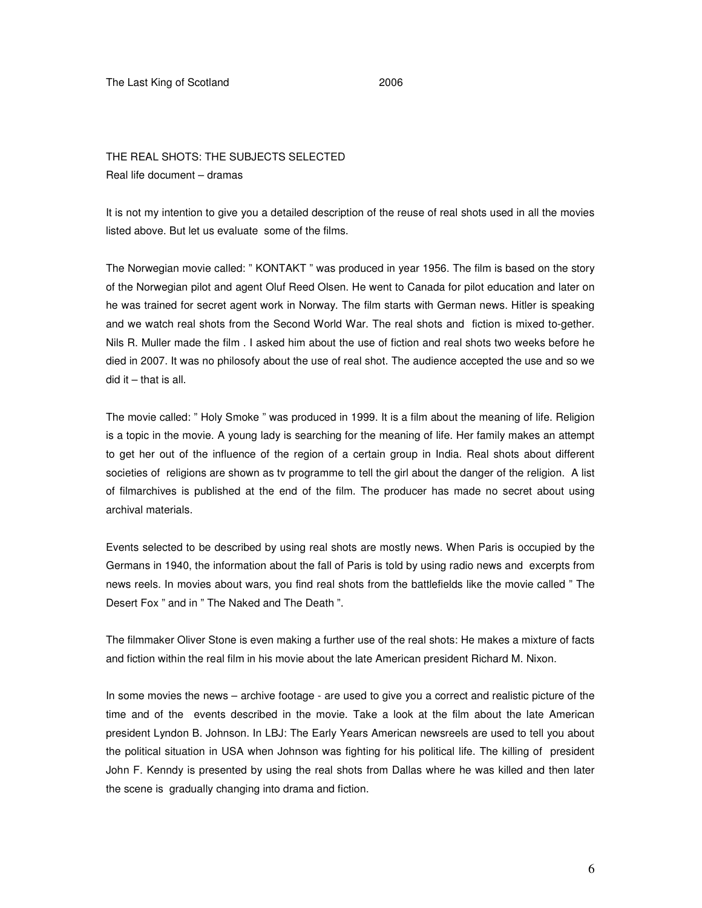The Last King of Scotland 2006

THE REAL SHOTS: THE SUBJECTS SELECTED
Real life document – dramas

It is not my intention to give you a detailed description of the reuse of real shots used in all the movies listed above. But let us evaluate some of the films.

The Norwegian movie called: " KONTAKT " was produced in year 1956. The film is based on the story of the Norwegian pilot and agent Oluf Reed Olsen. He went to Canada for pilot education and later on he was trained for secret agent work in Norway. The film starts with German news. Hitler is speaking and we watch real shots from the Second World War. The real shots and fiction is mixed to-gether. Nils R. Muller made the film . I asked him about the use of fiction and real shots two weeks before he died in 2007. It was no philosofy about the use of real shot. The audience accepted the use and so we did it – that is all.

The movie called: " Holy Smoke " was produced in 1999. It is a film about the meaning of life. Religion is a topic in the movie. A young lady is searching for the meaning of life. Her family makes an attempt to get her out of the influence of the region of a certain group in India. Real shots about different societies of religions are shown as tv programme to tell the girl about the danger of the religion. A list of filmarchives is published at the end of the film. The producer has made no secret about using archival materials.

Events selected to be described by using real shots are mostly news. When Paris is occupied by the Germans in 1940, the information about the fall of Paris is told by using radio news and excerpts from news reels. In movies about wars, you find real shots from the battlefields like the movie called " The Desert Fox " and in " The Naked and The Death ".

The filmmaker Oliver Stone is even making a further use of the real shots: He makes a mixture of facts and fiction within the real film in his movie about the late American president Richard M. Nixon.

In some movies the news – archive footage - are used to give you a correct and realistic picture of the time and of the events described in the movie. Take a look at the film about the late American president Lyndon B. Johnson. In LBJ: The Early Years American newsreels are used to tell you about the political situation in USA when Johnson was fighting for his political life. The killing of president John F. Kenndy is presented by using the real shots from Dallas where he was killed and then later the scene is gradually changing into drama and fiction.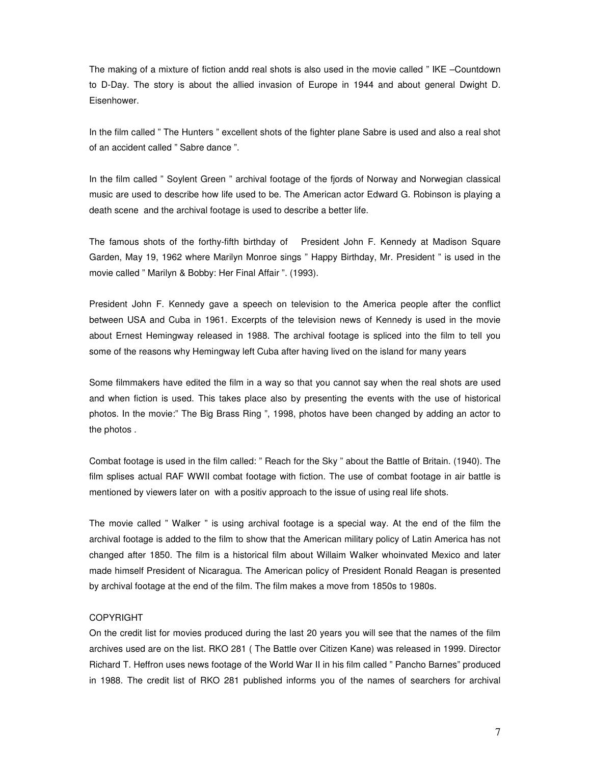The making of a mixture of fiction andd real shots is also used in the movie called " IKE –Countdown to D-Day. The story is about the allied invasion of Europe in 1944 and about general Dwight D. Eisenhower.

In the film called " The Hunters " excellent shots of the fighter plane Sabre is used and also a real shot of an accident called " Sabre dance ".

In the film called " Soylent Green " archival footage of the fjords of Norway and Norwegian classical music are used to describe how life used to be. The American actor Edward G. Robinson is playing a death scene and the archival footage is used to describe a better life.

The famous shots of the forthy-fifth birthday of President John F. Kennedy at Madison Square Garden, May 19, 1962 where Marilyn Monroe sings " Happy Birthday, Mr. President " is used in the movie called " Marilyn & Bobby: Her Final Affair ". (1993).

President John F. Kennedy gave a speech on television to the America people after the conflict between USA and Cuba in 1961. Excerpts of the television news of Kennedy is used in the movie about Ernest Hemingway released in 1988. The archival footage is spliced into the film to tell you some of the reasons why Hemingway left Cuba after having lived on the island for many years

Some filmmakers have edited the film in a way so that you cannot say when the real shots are used and when fiction is used. This takes place also by presenting the events with the use of historical photos. In the movie:" The Big Brass Ring ", 1998, photos have been changed by adding an actor to the photos .

Combat footage is used in the film called: " Reach for the Sky " about the Battle of Britain. (1940). The film splises actual RAF WWII combat footage with fiction. The use of combat footage in air battle is mentioned by viewers later on with a positiv approach to the issue of using real life shots.

The movie called " Walker " is using archival footage is a special way. At the end of the film the archival footage is added to the film to show that the American military policy of Latin America has not changed after 1850. The film is a historical film about Willaim Walker whoinvated Mexico and later made himself President of Nicaragua. The American policy of President Ronald Reagan is presented by archival footage at the end of the film. The film makes a move from 1850s to 1980s.

COPYRIGHT

On the credit list for movies produced during the last 20 years you will see that the names of the film archives used are on the list. RKO 281 ( The Battle over Citizen Kane) was released in 1999. Director Richard T. Heffron uses news footage of the World War II in his film called " Pancho Barnes" produced in 1988. The credit list of RKO 281 published informs you of the names of searchers for archival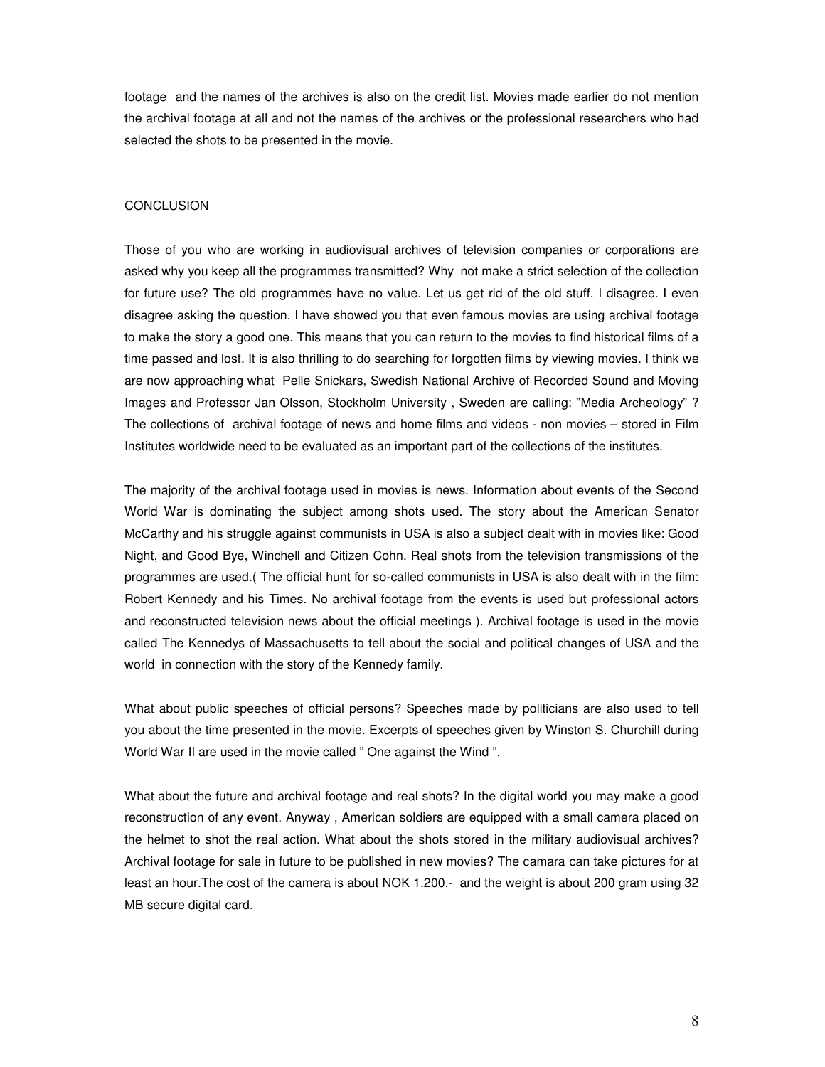footage and the names of the archives is also on the credit list. Movies made earlier do not mention the archival footage at all and not the names of the archives or the professional researchers who had selected the shots to be presented in the movie.

## CONCLUSION

Those of you who are working in audiovisual archives of television companies or corporations are asked why you keep all the programmes transmitted? Why not make a strict selection of the collection for future use? The old programmes have no value. Let us get rid of the old stuff. I disagree. I even disagree asking the question. I have showed you that even famous movies are using archival footage to make the story a good one. This means that you can return to the movies to find historical films of a time passed and lost. It is also thrilling to do searching for forgotten films by viewing movies. I think we are now approaching what Pelle Snickars, Swedish National Archive of Recorded Sound and Moving Images and Professor Jan Olsson, Stockholm University , Sweden are calling: "Media Archeology" ? The collections of archival footage of news and home films and videos - non movies – stored in Film Institutes worldwide need to be evaluated as an important part of the collections of the institutes.

The majority of the archival footage used in movies is news. Information about events of the Second World War is dominating the subject among shots used. The story about the American Senator McCarthy and his struggle against communists in USA is also a subject dealt with in movies like: Good Night, and Good Bye, Winchell and Citizen Cohn. Real shots from the television transmissions of the programmes are used.( The official hunt for so-called communists in USA is also dealt with in the film: Robert Kennedy and his Times. No archival footage from the events is used but professional actors and reconstructed television news about the official meetings ). Archival footage is used in the movie called The Kennedys of Massachusetts to tell about the social and political changes of USA and the world in connection with the story of the Kennedy family.

What about public speeches of official persons? Speeches made by politicians are also used to tell you about the time presented in the movie. Excerpts of speeches given by Winston S. Churchill during World War II are used in the movie called " One against the Wind ".

What about the future and archival footage and real shots? In the digital world you may make a good reconstruction of any event. Anyway , American soldiers are equipped with a small camera placed on the helmet to shot the real action. What about the shots stored in the military audiovisual archives? Archival footage for sale in future to be published in new movies? The camara can take pictures for at least an hour.The cost of the camera is about NOK 1.200.- and the weight is about 200 gram using 32 MB secure digital card.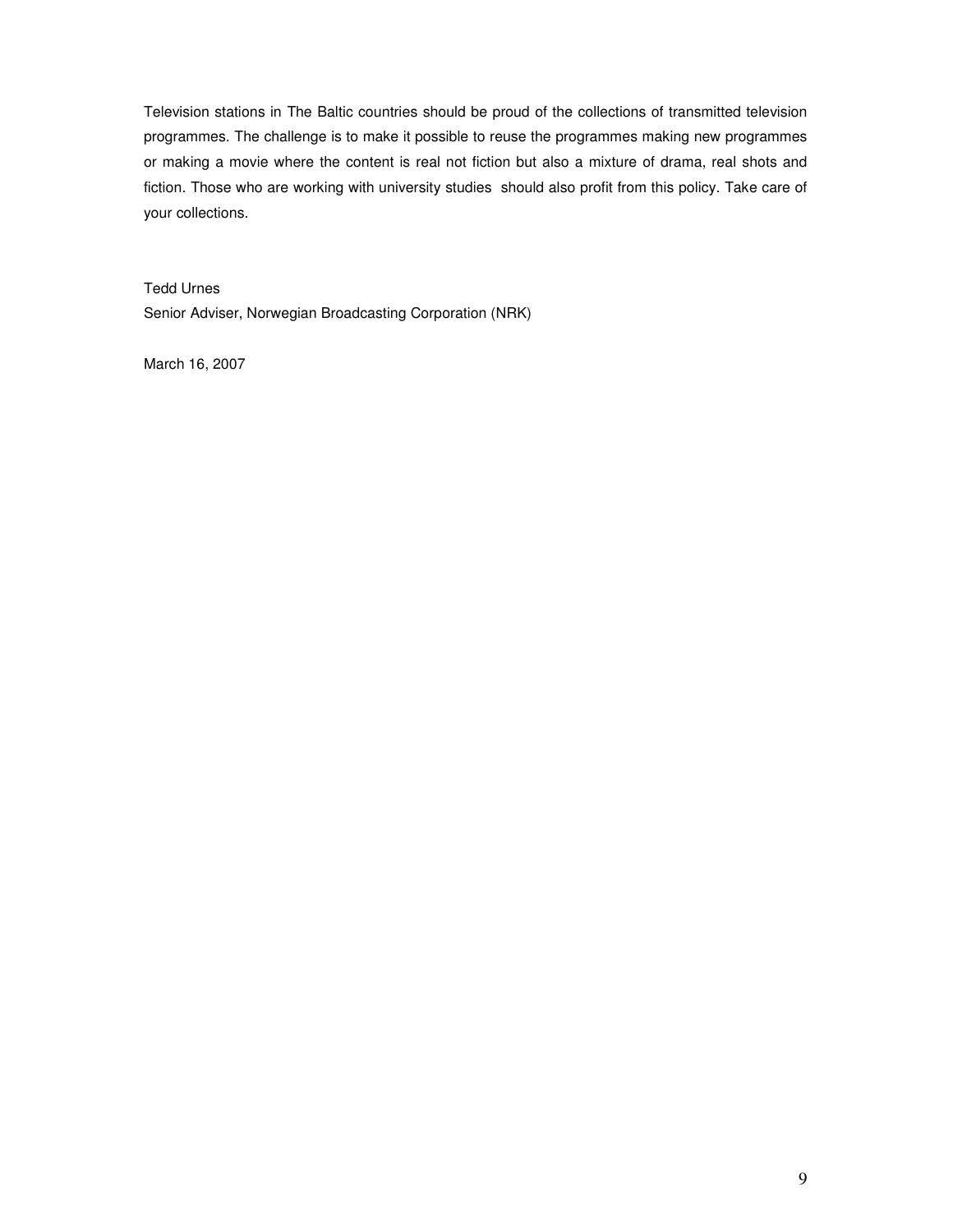Television stations in The Baltic countries should be proud of the collections of transmitted television programmes. The challenge is to make it possible to reuse the programmes making new programmes or making a movie where the content is real not fiction but also a mixture of drama, real shots and fiction. Those who are working with university studies  should also profit from this policy. Take care of your collections.

Tedd Urnes
Senior Adviser, Norwegian Broadcasting Corporation (NRK)

March 16, 2007